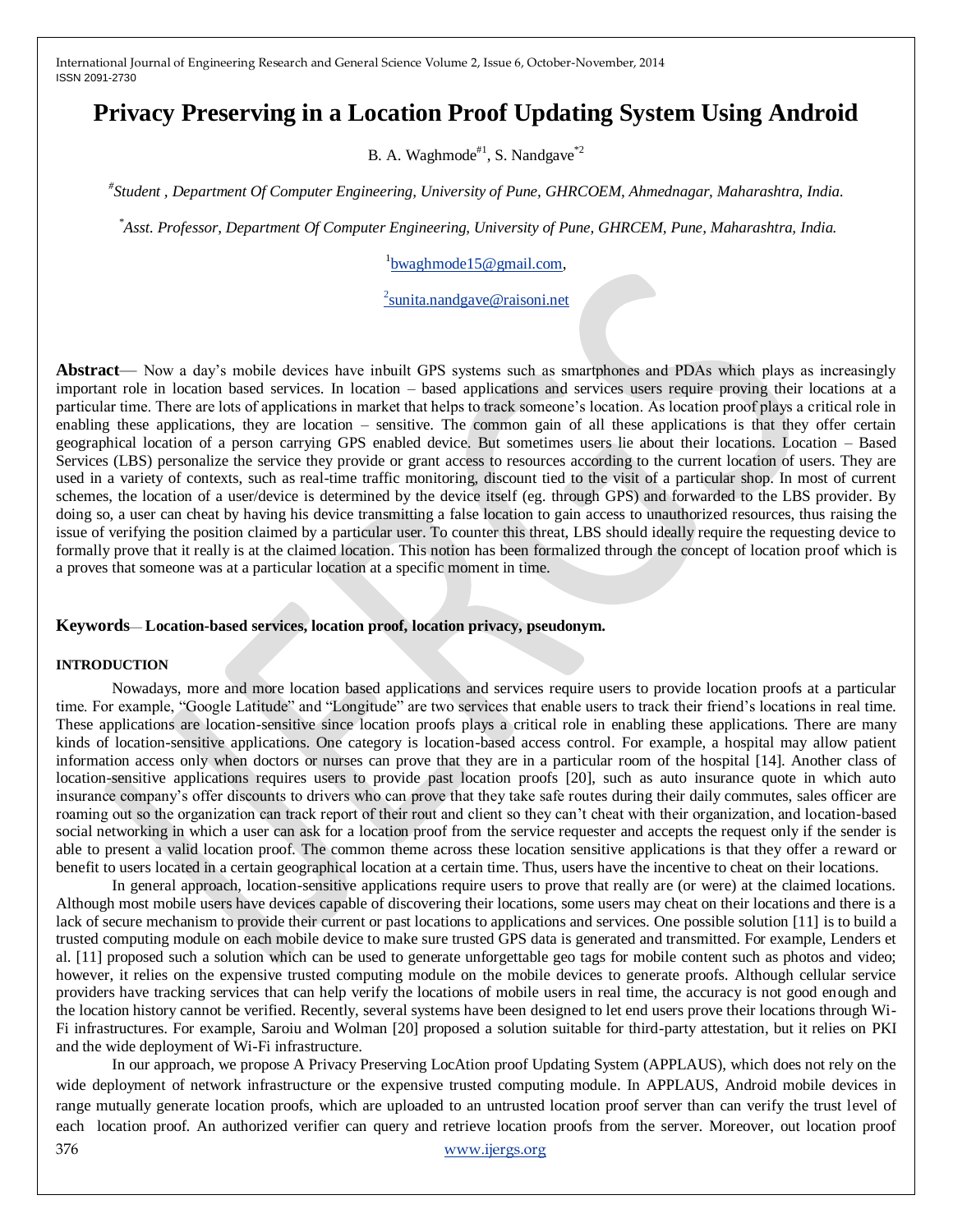# Privacy Preserving in a Location Proof Updating System Using Android

B. A. Waghmode[#1], S. Nandgave[*2]

[#]*Student , Department Of Computer Engineering, University of Pune, GHRCOEM, Ahmednagar, Maharashtra, India.*

[*]*Asst. Professor, Department Of Computer Engineering, University of Pune, GHRCEM, Pune, Maharashtra, India.*

[1]bwaghmode15@gmail.com,

[2]sunita.nandgave@raisoni.net

**Abstract**— Now a day's mobile devices have inbuilt GPS systems such as smartphones and PDAs which plays as increasingly important role in location based services. In location – based applications and services users require proving their locations at a particular time. There are lots of applications in market that helps to track someone's location. As location proof plays a critical role in enabling these applications, they are location – sensitive. The common gain of all these applications is that they offer certain geographical location of a person carrying GPS enabled device. But sometimes users lie about their locations. Location – Based Services (LBS) personalize the service they provide or grant access to resources according to the current location of users. They are used in a variety of contexts, such as real-time traffic monitoring, discount tied to the visit of a particular shop. In most of current schemes, the location of a user/device is determined by the device itself (eg. through GPS) and forwarded to the LBS provider. By doing so, a user can cheat by having his device transmitting a false location to gain access to unauthorized resources, thus raising the issue of verifying the position claimed by a particular user. To counter this threat, LBS should ideally require the requesting device to formally prove that it really is at the claimed location. This notion has been formalized through the concept of location proof which is a proves that someone was at a particular location at a specific moment in time.

**Keywords**— **Location-based services, location proof, location privacy, pseudonym.**

## INTRODUCTION

Nowadays, more and more location based applications and services require users to provide location proofs at a particular time. For example, "Google Latitude" and "Longitude" are two services that enable users to track their friend's locations in real time. These applications are location-sensitive since location proofs plays a critical role in enabling these applications. There are many kinds of location-sensitive applications. One category is location-based access control. For example, a hospital may allow patient information access only when doctors or nurses can prove that they are in a particular room of the hospital [14]. Another class of location-sensitive applications requires users to provide past location proofs [20], such as auto insurance quote in which auto insurance company's offer discounts to drivers who can prove that they take safe routes during their daily commutes, sales officer are roaming out so the organization can track report of their rout and client so they can't cheat with their organization, and location-based social networking in which a user can ask for a location proof from the service requester and accepts the request only if the sender is able to present a valid location proof. The common theme across these location sensitive applications is that they offer a reward or benefit to users located in a certain geographical location at a certain time. Thus, users have the incentive to cheat on their locations.

In general approach, location-sensitive applications require users to prove that really are (or were) at the claimed locations. Although most mobile users have devices capable of discovering their locations, some users may cheat on their locations and there is a lack of secure mechanism to provide their current or past locations to applications and services. One possible solution [11] is to build a trusted computing module on each mobile device to make sure trusted GPS data is generated and transmitted. For example, Lenders et al. [11] proposed such a solution which can be used to generate unforgettable geo tags for mobile content such as photos and video; however, it relies on the expensive trusted computing module on the mobile devices to generate proofs. Although cellular service providers have tracking services that can help verify the locations of mobile users in real time, the accuracy is not good enough and the location history cannot be verified. Recently, several systems have been designed to let end users prove their locations through Wi-Fi infrastructures. For example, Saroiu and Wolman [20] proposed a solution suitable for third-party attestation, but it relies on PKI and the wide deployment of Wi-Fi infrastructure.

In our approach, we propose A Privacy Preserving LocAtion proof Updating System (APPLAUS), which does not rely on the wide deployment of network infrastructure or the expensive trusted computing module. In APPLAUS, Android mobile devices in range mutually generate location proofs, which are uploaded to an untrusted location proof server than can verify the trust level of each location proof. An authorized verifier can query and retrieve location proofs from the server. Moreover, out location proof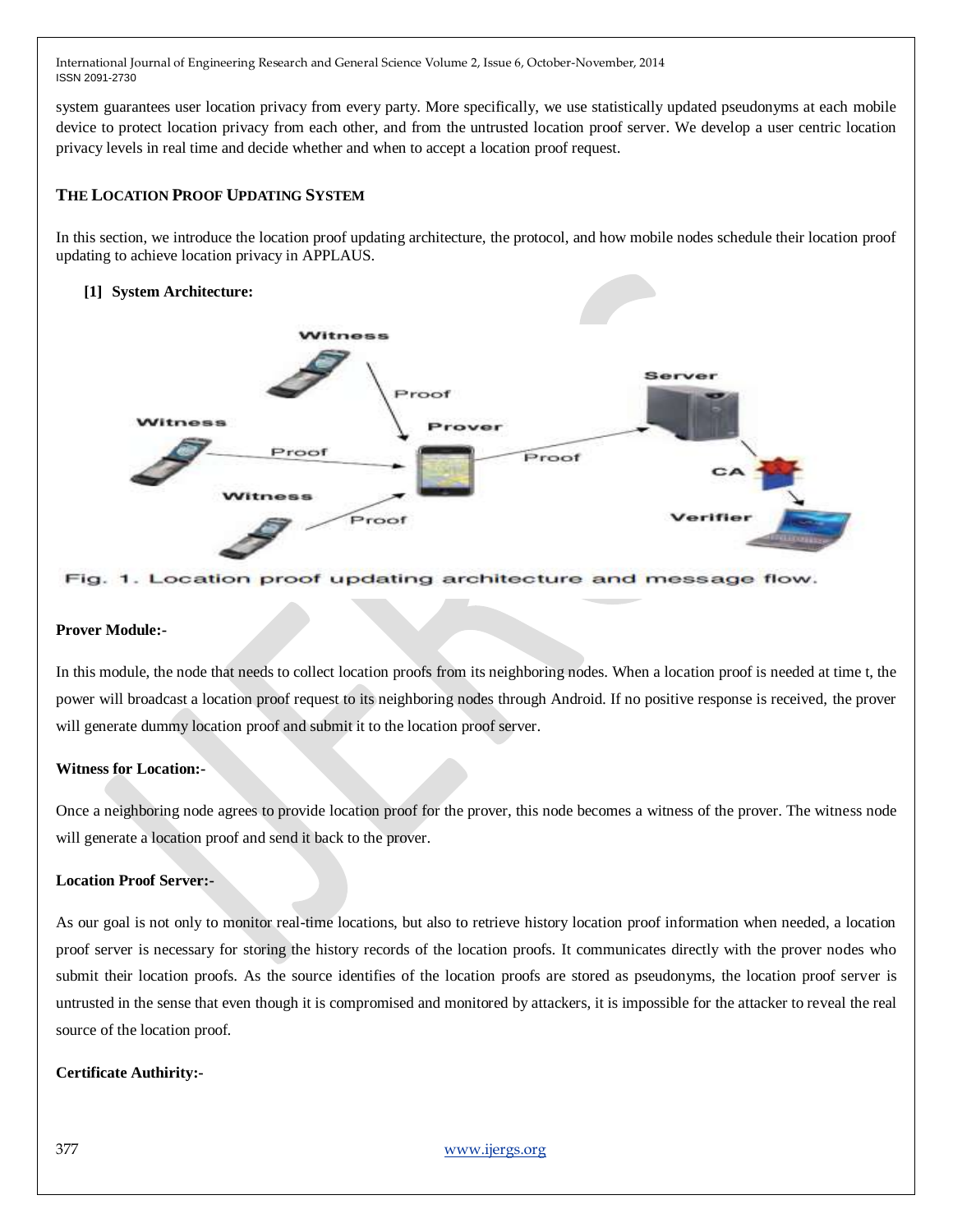system guarantees user location privacy from every party. More specifically, we use statistically updated pseudonyms at each mobile device to protect location privacy from each other, and from the untrusted location proof server. We develop a user centric location privacy levels in real time and decide whether and when to accept a location proof request.

## THE LOCATION PROOF UPDATING SYSTEM

In this section, we introduce the location proof updating architecture, the protocol, and how mobile nodes schedule their location proof updating to achieve location privacy in APPLAUS.

### [1] System Architecture:

Fig. 1. Location proof updating architecture and message flow.

**Prover Module:-**

In this module, the node that needs to collect location proofs from its neighboring nodes. When a location proof is needed at time t, the power will broadcast a location proof request to its neighboring nodes through Android. If no positive response is received, the prover will generate dummy location proof and submit it to the location proof server.

**Witness for Location:-**

Once a neighboring node agrees to provide location proof for the prover, this node becomes a witness of the prover. The witness node will generate a location proof and send it back to the prover.

**Location Proof Server:-**

As our goal is not only to monitor real-time locations, but also to retrieve history location proof information when needed, a location proof server is necessary for storing the history records of the location proofs. It communicates directly with the prover nodes who submit their location proofs. As the source identifies of the location proofs are stored as pseudonyms, the location proof server is untrusted in the sense that even though it is compromised and monitored by attackers, it is impossible for the attacker to reveal the real source of the location proof.

**Certificate Authirity:-**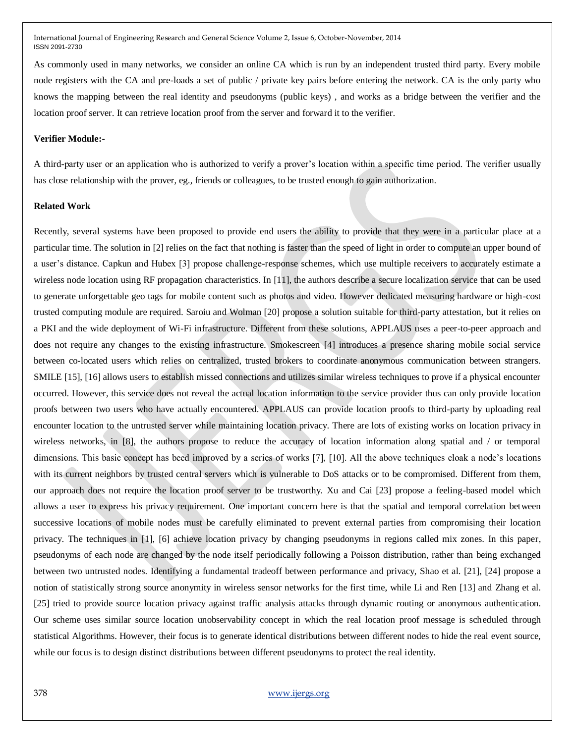As commonly used in many networks, we consider an online CA which is run by an independent trusted third party. Every mobile node registers with the CA and pre-loads a set of public / private key pairs before entering the network. CA is the only party who knows the mapping between the real identity and pseudonyms (public keys) , and works as a bridge between the verifier and the location proof server. It can retrieve location proof from the server and forward it to the verifier.

**Verifier Module:-**

A third-party user or an application who is authorized to verify a prover's location within a specific time period. The verifier usually has close relationship with the prover, eg., friends or colleagues, to be trusted enough to gain authorization.

**Related Work**

Recently, several systems have been proposed to provide end users the ability to provide that they were in a particular place at a particular time. The solution in [2] relies on the fact that nothing is faster than the speed of light in order to compute an upper bound of a user's distance. Capkun and Hubex [3] propose challenge-response schemes, which use multiple receivers to accurately estimate a wireless node location using RF propagation characteristics. In [11], the authors describe a secure localization service that can be used to generate unforgettable geo tags for mobile content such as photos and video. However dedicated measuring hardware or high-cost trusted computing module are required. Saroiu and Wolman [20] propose a solution suitable for third-party attestation, but it relies on a PKI and the wide deployment of Wi-Fi infrastructure. Different from these solutions, APPLAUS uses a peer-to-peer approach and does not require any changes to the existing infrastructure. Smokescreen [4] introduces a presence sharing mobile social service between co-located users which relies on centralized, trusted brokers to coordinate anonymous communication between strangers. SMILE [15], [16] allows users to establish missed connections and utilizes similar wireless techniques to prove if a physical encounter occurred. However, this service does not reveal the actual location information to the service provider thus can only provide location proofs between two users who have actually encountered. APPLAUS can provide location proofs to third-party by uploading real encounter location to the untrusted server while maintaining location privacy. There are lots of existing works on location privacy in wireless networks, in [8], the authors propose to reduce the accuracy of location information along spatial and / or temporal dimensions. This basic concept has beed improved by a series of works [7], [10]. All the above techniques cloak a node's locations with its current neighbors by trusted central servers which is vulnerable to DoS attacks or to be compromised. Different from them, our approach does not require the location proof server to be trustworthy. Xu and Cai [23] propose a feeling-based model which allows a user to express his privacy requirement. One important concern here is that the spatial and temporal correlation between successive locations of mobile nodes must be carefully eliminated to prevent external parties from compromising their location privacy. The techniques in [1], [6] achieve location privacy by changing pseudonyms in regions called mix zones. In this paper, pseudonyms of each node are changed by the node itself periodically following a Poisson distribution, rather than being exchanged between two untrusted nodes. Identifying a fundamental tradeoff between performance and privacy, Shao et al. [21], [24] propose a notion of statistically strong source anonymity in wireless sensor networks for the first time, while Li and Ren [13] and Zhang et al. [25] tried to provide source location privacy against traffic analysis attacks through dynamic routing or anonymous authentication. Our scheme uses similar source location unobservability concept in which the real location proof message is scheduled through statistical Algorithms. However, their focus is to generate identical distributions between different nodes to hide the real event source, while our focus is to design distinct distributions between different pseudonyms to protect the real identity.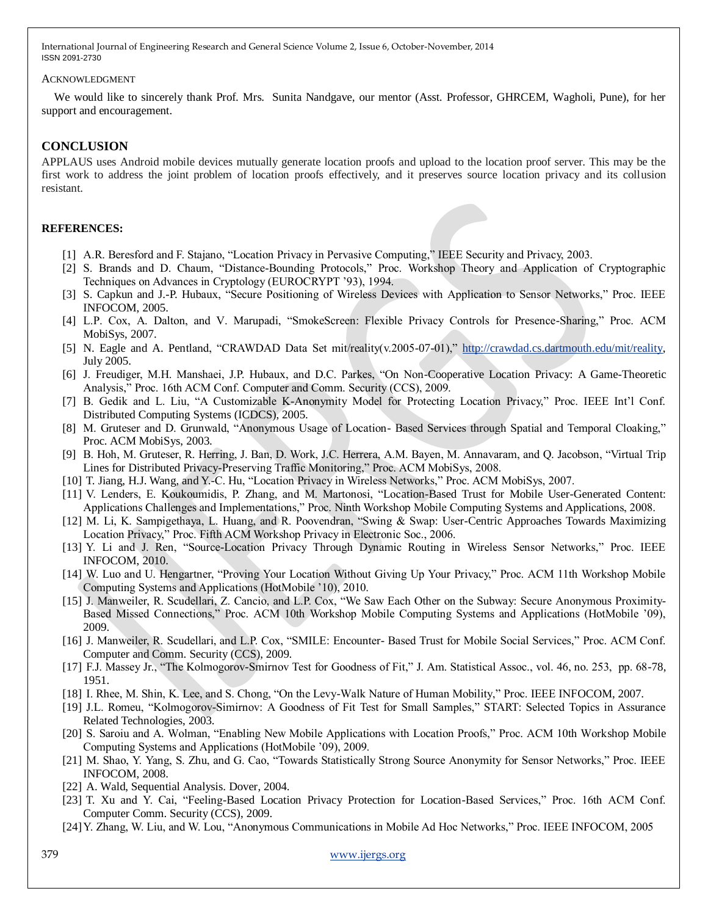## ACKNOWLEDGMENT

We would like to sincerely thank Prof. Mrs. Sunita Nandgave, our mentor (Asst. Professor, GHRCEM, Wagholi, Pune), for her support and encouragement.

## CONCLUSION

APPLAUS uses Android mobile devices mutually generate location proofs and upload to the location proof server. This may be the first work to address the joint problem of location proofs effectively, and it preserves source location privacy and its collusion resistant.

## REFERENCES:

[1] A.R. Beresford and F. Stajano, "Location Privacy in Pervasive Computing," IEEE Security and Privacy, 2003.

[2] S. Brands and D. Chaum, "Distance-Bounding Protocols," Proc. Workshop Theory and Application of Cryptographic Techniques on Advances in Cryptology (EUROCRYPT '93), 1994.

[3] S. Capkun and J.-P. Hubaux, "Secure Positioning of Wireless Devices with Application to Sensor Networks," Proc. IEEE INFOCOM, 2005.

[4] L.P. Cox, A. Dalton, and V. Marupadi, "SmokeScreen: Flexible Privacy Controls for Presence-Sharing," Proc. ACM MobiSys, 2007.

[5] N. Eagle and A. Pentland, "CRAWDAD Data Set mit/reality(v.2005-07-01)," http://crawdad.cs.dartmouth.edu/mit/reality, July 2005.

[6] J. Freudiger, M.H. Manshaei, J.P. Hubaux, and D.C. Parkes, "On Non-Cooperative Location Privacy: A Game-Theoretic Analysis," Proc. 16th ACM Conf. Computer and Comm. Security (CCS), 2009.

[7] B. Gedik and L. Liu, "A Customizable K-Anonymity Model for Protecting Location Privacy," Proc. IEEE Int'l Conf. Distributed Computing Systems (ICDCS), 2005.

[8] M. Gruteser and D. Grunwald, "Anonymous Usage of Location- Based Services through Spatial and Temporal Cloaking," Proc. ACM MobiSys, 2003.

[9] B. Hoh, M. Gruteser, R. Herring, J. Ban, D. Work, J.C. Herrera, A.M. Bayen, M. Annavaram, and Q. Jacobson, "Virtual Trip Lines for Distributed Privacy-Preserving Traffic Monitoring," Proc. ACM MobiSys, 2008.

[10] T. Jiang, H.J. Wang, and Y.-C. Hu, "Location Privacy in Wireless Networks," Proc. ACM MobiSys, 2007.

[11] V. Lenders, E. Koukoumidis, P. Zhang, and M. Martonosi, "Location-Based Trust for Mobile User-Generated Content: Applications Challenges and Implementations," Proc. Ninth Workshop Mobile Computing Systems and Applications, 2008.

[12] M. Li, K. Sampigethaya, L. Huang, and R. Poovendran, "Swing & Swap: User-Centric Approaches Towards Maximizing Location Privacy," Proc. Fifth ACM Workshop Privacy in Electronic Soc., 2006.

[13] Y. Li and J. Ren, "Source-Location Privacy Through Dynamic Routing in Wireless Sensor Networks," Proc. IEEE INFOCOM, 2010.

[14] W. Luo and U. Hengartner, "Proving Your Location Without Giving Up Your Privacy," Proc. ACM 11th Workshop Mobile Computing Systems and Applications (HotMobile '10), 2010.

[15] J. Manweiler, R. Scudellari, Z. Cancio, and L.P. Cox, "We Saw Each Other on the Subway: Secure Anonymous Proximity-Based Missed Connections," Proc. ACM 10th Workshop Mobile Computing Systems and Applications (HotMobile '09), 2009.

[16] J. Manweiler, R. Scudellari, and L.P. Cox, "SMILE: Encounter- Based Trust for Mobile Social Services," Proc. ACM Conf. Computer and Comm. Security (CCS), 2009.

[17] F.J. Massey Jr., "The Kolmogorov-Smirnov Test for Goodness of Fit," J. Am. Statistical Assoc., vol. 46, no. 253, pp. 68-78, 1951.

[18] I. Rhee, M. Shin, K. Lee, and S. Chong, "On the Levy-Walk Nature of Human Mobility," Proc. IEEE INFOCOM, 2007.

[19] J.L. Romeu, "Kolmogorov-Simirnov: A Goodness of Fit Test for Small Samples," START: Selected Topics in Assurance Related Technologies, 2003.

[20] S. Saroiu and A. Wolman, "Enabling New Mobile Applications with Location Proofs," Proc. ACM 10th Workshop Mobile Computing Systems and Applications (HotMobile '09), 2009.

[21] M. Shao, Y. Yang, S. Zhu, and G. Cao, "Towards Statistically Strong Source Anonymity for Sensor Networks," Proc. IEEE INFOCOM, 2008.

[22] A. Wald, Sequential Analysis. Dover, 2004.

[23] T. Xu and Y. Cai, "Feeling-Based Location Privacy Protection for Location-Based Services," Proc. 16th ACM Conf. Computer Comm. Security (CCS), 2009.

[24] Y. Zhang, W. Liu, and W. Lou, "Anonymous Communications in Mobile Ad Hoc Networks," Proc. IEEE INFOCOM, 2005